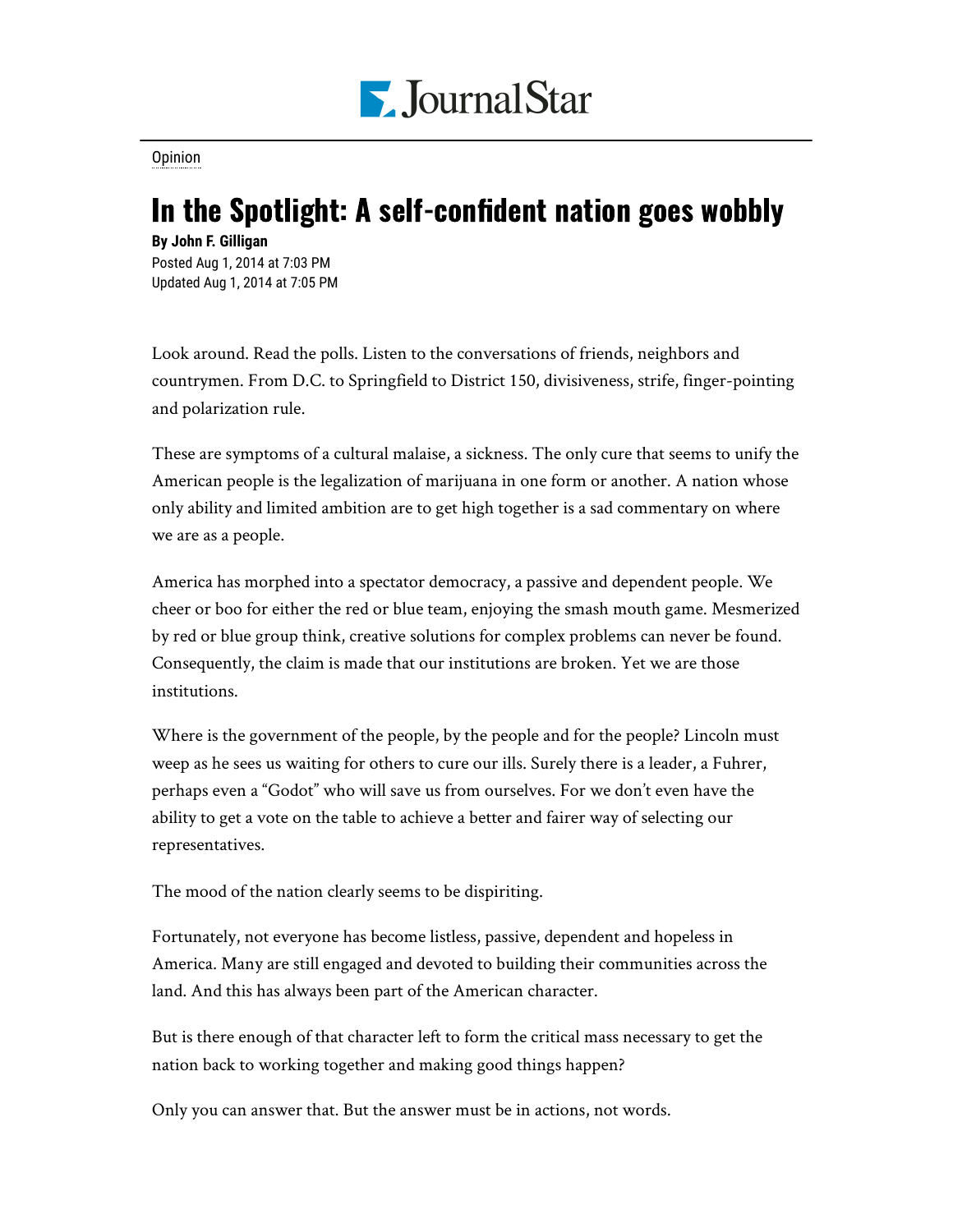Opinion

# In the Spotlight: A self-confident nation goes wobbly

**By John F. Gilligan**

Posted Aug 1, 2014 at 7:03 PM
Updated Aug 1, 2014 at 7:05 PM

Look around. Read the polls. Listen to the conversations of friends, neighbors and countrymen. From D.C. to Springfield to District 150, divisiveness, strife, finger-pointing and polarization rule.

These are symptoms of a cultural malaise, a sickness. The only cure that seems to unify the American people is the legalization of marijuana in one form or another. A nation whose only ability and limited ambition are to get high together is a sad commentary on where we are as a people.

America has morphed into a spectator democracy, a passive and dependent people. We cheer or boo for either the red or blue team, enjoying the smash mouth game. Mesmerized by red or blue group think, creative solutions for complex problems can never be found. Consequently, the claim is made that our institutions are broken. Yet we are those institutions.

Where is the government of the people, by the people and for the people? Lincoln must weep as he sees us waiting for others to cure our ills. Surely there is a leader, a Fuhrer, perhaps even a "Godot" who will save us from ourselves. For we don't even have the ability to get a vote on the table to achieve a better and fairer way of selecting our representatives.

The mood of the nation clearly seems to be dispiriting.

Fortunately, not everyone has become listless, passive, dependent and hopeless in America. Many are still engaged and devoted to building their communities across the land. And this has always been part of the American character.

But is there enough of that character left to form the critical mass necessary to get the nation back to working together and making good things happen?

Only you can answer that. But the answer must be in actions, not words.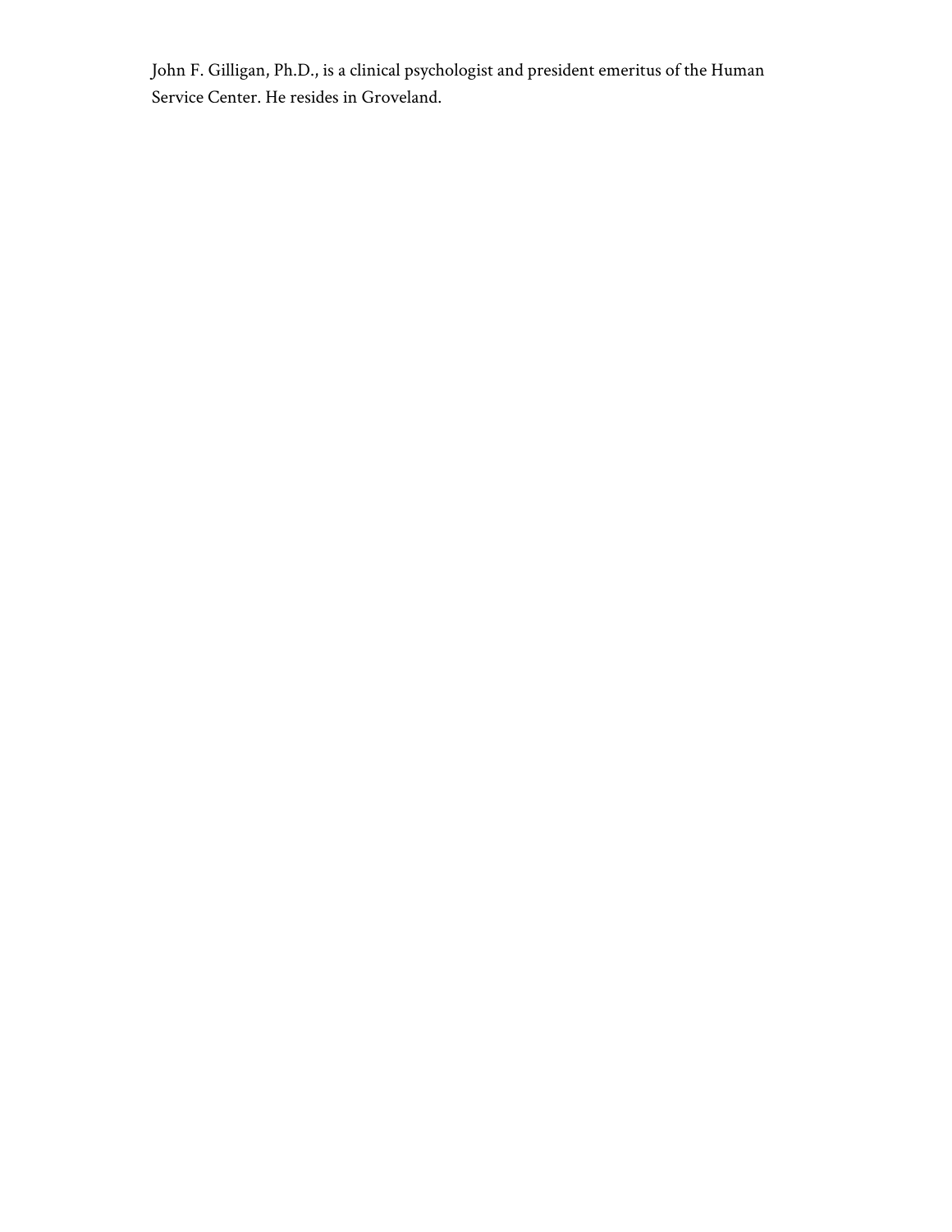John F. Gilligan, Ph.D., is a clinical psychologist and president emeritus of the Human Service Center. He resides in Groveland.